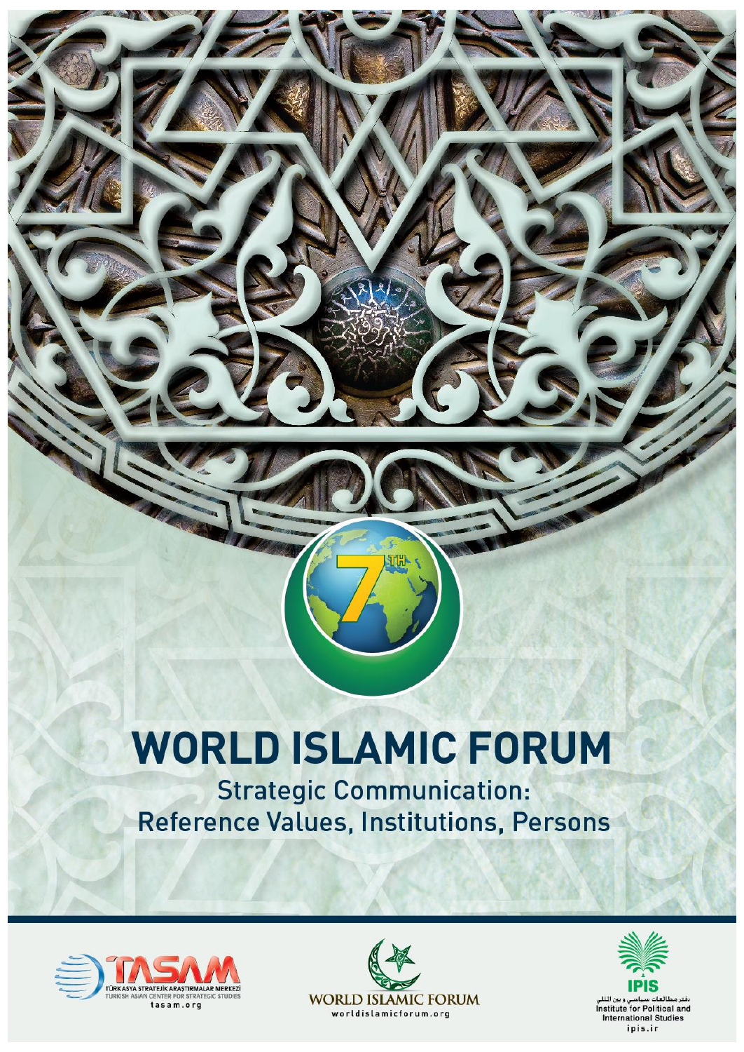7TH

# WORLD ISLAMIC FORUM

## Strategic Communication: Reference Values, Institutions, Persons

TASAM
TÜRK ASYA STRATEJİK ARAŞTIRMALAR MERKEZİ
TURKISH ASIAN CENTER FOR STRATEGIC STUDIES
tasam.org

WORLD ISLAMIC FORUM
worldislamicforum.org

IPIS
دفتر مطالعات سیاسی و بین المللی
Institute for Political and International Studies
ipis.ir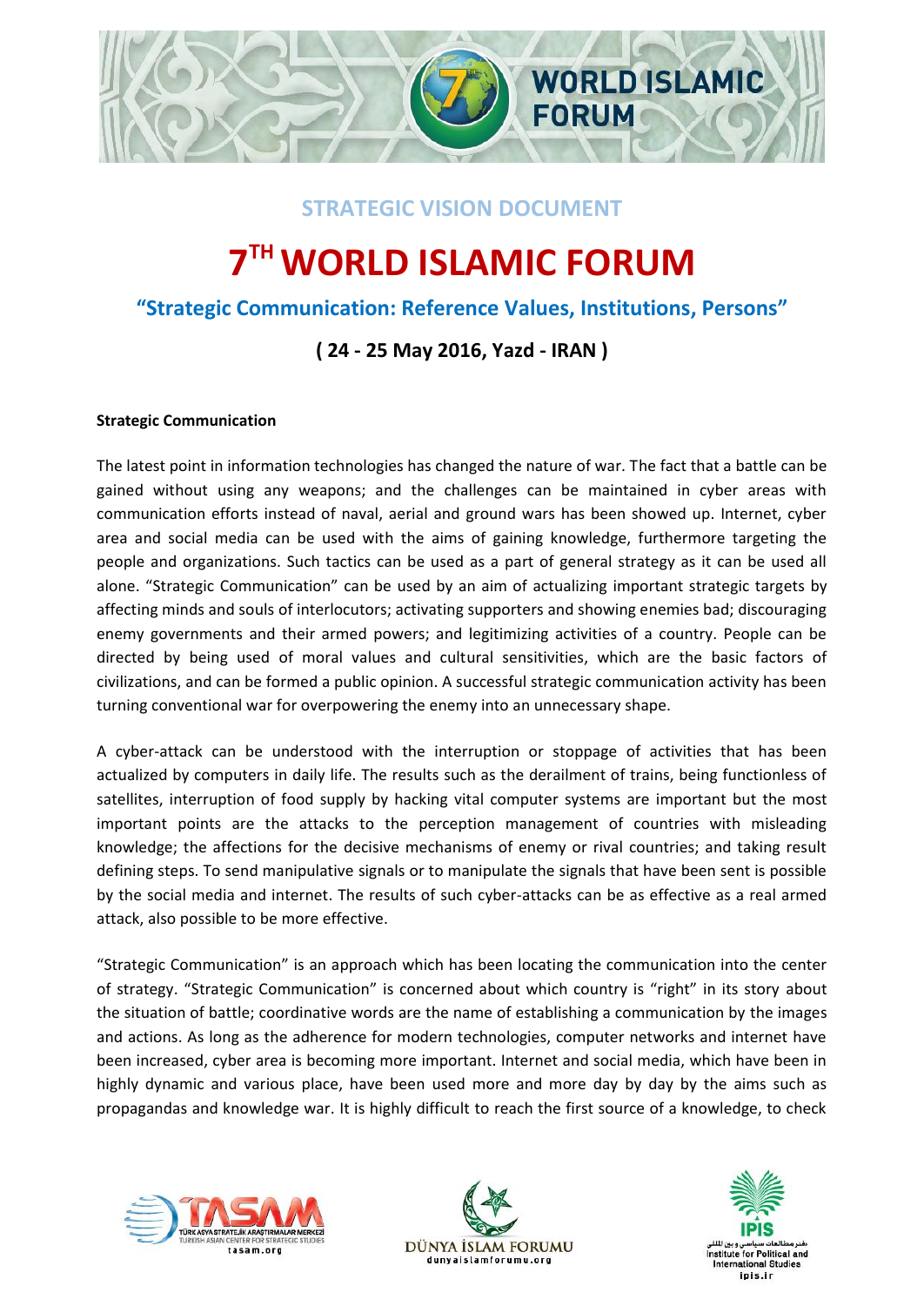## STRATEGIC VISION DOCUMENT

# 7TH WORLD ISLAMIC FORUM

### "Strategic Communication: Reference Values, Institutions, Persons"

**( 24 - 25 May 2016, Yazd - IRAN )**

**Strategic Communication**

The latest point in information technologies has changed the nature of war. The fact that a battle can be gained without using any weapons; and the challenges can be maintained in cyber areas with communication efforts instead of naval, aerial and ground wars has been showed up. Internet, cyber area and social media can be used with the aims of gaining knowledge, furthermore targeting the people and organizations. Such tactics can be used as a part of general strategy as it can be used all alone. "Strategic Communication" can be used by an aim of actualizing important strategic targets by affecting minds and souls of interlocutors; activating supporters and showing enemies bad; discouraging enemy governments and their armed powers; and legitimizing activities of a country. People can be directed by being used of moral values and cultural sensitivities, which are the basic factors of civilizations, and can be formed a public opinion. A successful strategic communication activity has been turning conventional war for overpowering the enemy into an unnecessary shape.

A cyber-attack can be understood with the interruption or stoppage of activities that has been actualized by computers in daily life. The results such as the derailment of trains, being functionless of satellites, interruption of food supply by hacking vital computer systems are important but the most important points are the attacks to the perception management of countries with misleading knowledge; the affections for the decisive mechanisms of enemy or rival countries; and taking result defining steps. To send manipulative signals or to manipulate the signals that have been sent is possible by the social media and internet. The results of such cyber-attacks can be as effective as a real armed attack, also possible to be more effective.

"Strategic Communication" is an approach which has been locating the communication into the center of strategy. "Strategic Communication" is concerned about which country is "right" in its story about the situation of battle; coordinative words are the name of establishing a communication by the images and actions. As long as the adherence for modern technologies, computer networks and internet have been increased, cyber area is becoming more important. Internet and social media, which have been in highly dynamic and various place, have been used more and more day by day by the aims such as propagandas and knowledge war. It is highly difficult to reach the first source of a knowledge, to check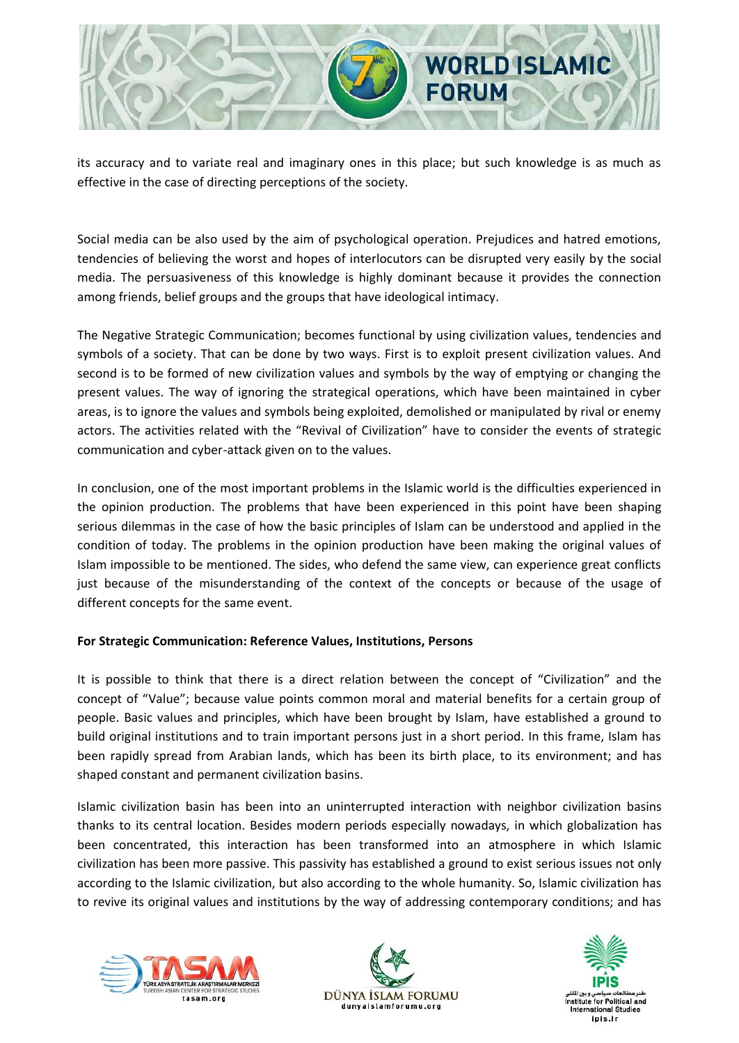its accuracy and to variate real and imaginary ones in this place; but such knowledge is as much as effective in the case of directing perceptions of the society.

Social media can be also used by the aim of psychological operation. Prejudices and hatred emotions, tendencies of believing the worst and hopes of interlocutors can be disrupted very easily by the social media. The persuasiveness of this knowledge is highly dominant because it provides the connection among friends, belief groups and the groups that have ideological intimacy.

The Negative Strategic Communication; becomes functional by using civilization values, tendencies and symbols of a society. That can be done by two ways. First is to exploit present civilization values. And second is to be formed of new civilization values and symbols by the way of emptying or changing the present values. The way of ignoring the strategical operations, which have been maintained in cyber areas, is to ignore the values and symbols being exploited, demolished or manipulated by rival or enemy actors. The activities related with the "Revival of Civilization" have to consider the events of strategic communication and cyber-attack given on to the values.

In conclusion, one of the most important problems in the Islamic world is the difficulties experienced in the opinion production. The problems that have been experienced in this point have been shaping serious dilemmas in the case of how the basic principles of Islam can be understood and applied in the condition of today. The problems in the opinion production have been making the original values of Islam impossible to be mentioned. The sides, who defend the same view, can experience great conflicts just because of the misunderstanding of the context of the concepts or because of the usage of different concepts for the same event.

**For Strategic Communication: Reference Values, Institutions, Persons**

It is possible to think that there is a direct relation between the concept of "Civilization" and the concept of "Value"; because value points common moral and material benefits for a certain group of people. Basic values and principles, which have been brought by Islam, have established a ground to build original institutions and to train important persons just in a short period. In this frame, Islam has been rapidly spread from Arabian lands, which has been its birth place, to its environment; and has shaped constant and permanent civilization basins.

Islamic civilization basin has been into an uninterrupted interaction with neighbor civilization basins thanks to its central location. Besides modern periods especially nowadays, in which globalization has been concentrated, this interaction has been transformed into an atmosphere in which Islamic civilization has been more passive. This passivity has established a ground to exist serious issues not only according to the Islamic civilization, but also according to the whole humanity. So, Islamic civilization has to revive its original values and institutions by the way of addressing contemporary conditions; and has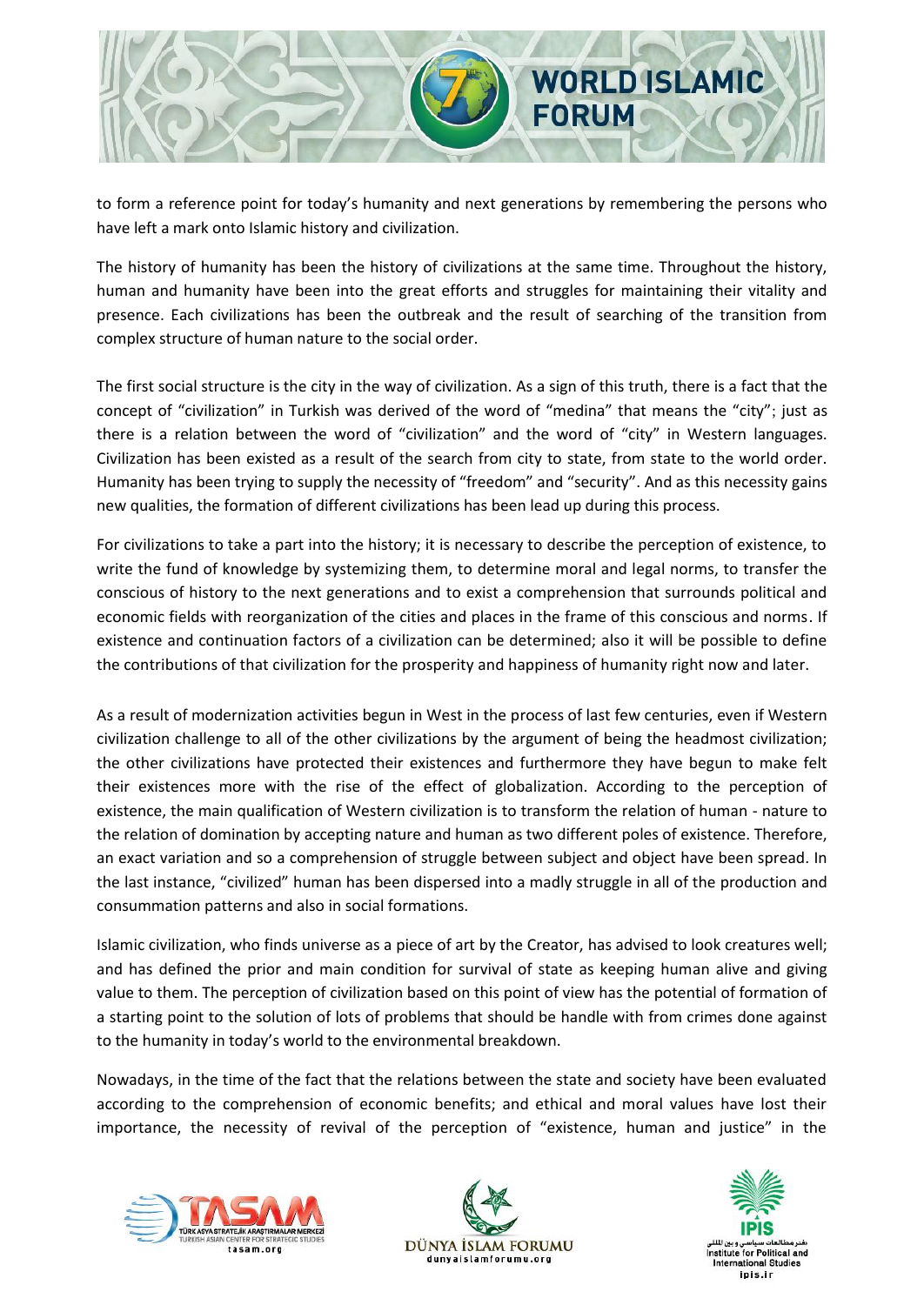to form a reference point for today's humanity and next generations by remembering the persons who have left a mark onto Islamic history and civilization.

The history of humanity has been the history of civilizations at the same time. Throughout the history, human and humanity have been into the great efforts and struggles for maintaining their vitality and presence. Each civilizations has been the outbreak and the result of searching of the transition from complex structure of human nature to the social order.

The first social structure is the city in the way of civilization. As a sign of this truth, there is a fact that the concept of "civilization" in Turkish was derived of the word of "medina" that means the "city"; just as there is a relation between the word of "civilization" and the word of "city" in Western languages. Civilization has been existed as a result of the search from city to state, from state to the world order. Humanity has been trying to supply the necessity of "freedom" and "security". And as this necessity gains new qualities, the formation of different civilizations has been lead up during this process.

For civilizations to take a part into the history; it is necessary to describe the perception of existence, to write the fund of knowledge by systemizing them, to determine moral and legal norms, to transfer the conscious of history to the next generations and to exist a comprehension that surrounds political and economic fields with reorganization of the cities and places in the frame of this conscious and norms. If existence and continuation factors of a civilization can be determined; also it will be possible to define the contributions of that civilization for the prosperity and happiness of humanity right now and later.

As a result of modernization activities begun in West in the process of last few centuries, even if Western civilization challenge to all of the other civilizations by the argument of being the headmost civilization; the other civilizations have protected their existences and furthermore they have begun to make felt their existences more with the rise of the effect of globalization. According to the perception of existence, the main qualification of Western civilization is to transform the relation of human - nature to the relation of domination by accepting nature and human as two different poles of existence. Therefore, an exact variation and so a comprehension of struggle between subject and object have been spread. In the last instance, "civilized" human has been dispersed into a madly struggle in all of the production and consummation patterns and also in social formations.

Islamic civilization, who finds universe as a piece of art by the Creator, has advised to look creatures well; and has defined the prior and main condition for survival of state as keeping human alive and giving value to them. The perception of civilization based on this point of view has the potential of formation of a starting point to the solution of lots of problems that should be handle with from crimes done against to the humanity in today's world to the environmental breakdown.

Nowadays, in the time of the fact that the relations between the state and society have been evaluated according to the comprehension of economic benefits; and ethical and moral values have lost their importance, the necessity of revival of the perception of "existence, human and justice" in the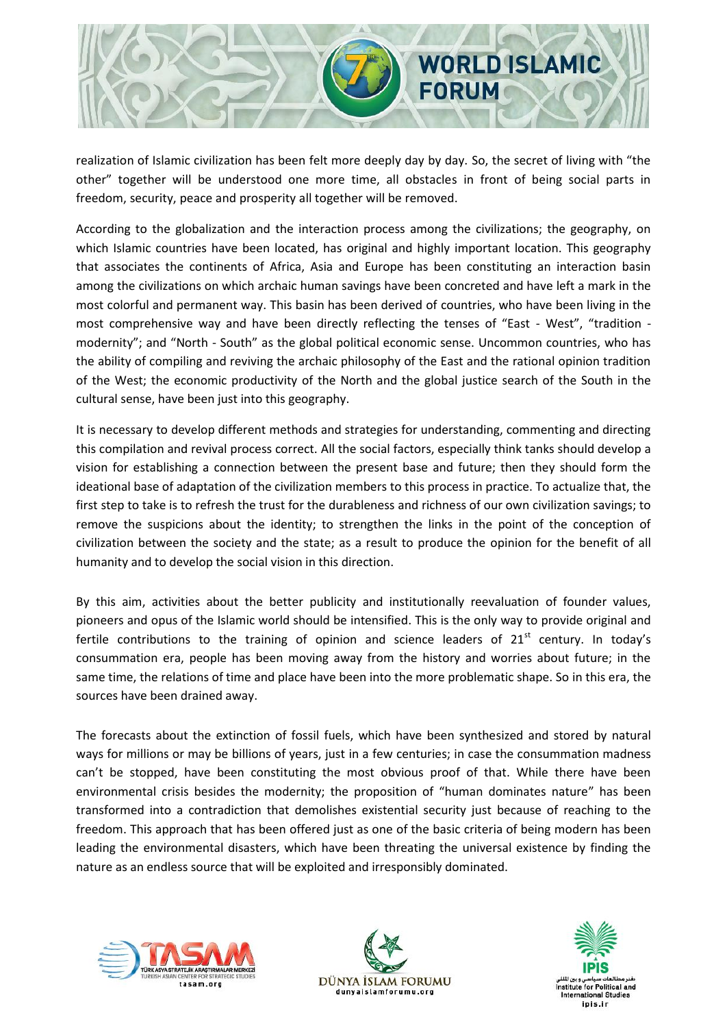realization of Islamic civilization has been felt more deeply day by day. So, the secret of living with "the other" together will be understood one more time, all obstacles in front of being social parts in freedom, security, peace and prosperity all together will be removed.

According to the globalization and the interaction process among the civilizations; the geography, on which Islamic countries have been located, has original and highly important location. This geography that associates the continents of Africa, Asia and Europe has been constituting an interaction basin among the civilizations on which archaic human savings have been concreted and have left a mark in the most colorful and permanent way. This basin has been derived of countries, who have been living in the most comprehensive way and have been directly reflecting the tenses of "East - West", "tradition - modernity"; and "North - South" as the global political economic sense. Uncommon countries, who has the ability of compiling and reviving the archaic philosophy of the East and the rational opinion tradition of the West; the economic productivity of the North and the global justice search of the South in the cultural sense, have been just into this geography.

It is necessary to develop different methods and strategies for understanding, commenting and directing this compilation and revival process correct. All the social factors, especially think tanks should develop a vision for establishing a connection between the present base and future; then they should form the ideational base of adaptation of the civilization members to this process in practice. To actualize that, the first step to take is to refresh the trust for the durableness and richness of our own civilization savings; to remove the suspicions about the identity; to strengthen the links in the point of the conception of civilization between the society and the state; as a result to produce the opinion for the benefit of all humanity and to develop the social vision in this direction.

By this aim, activities about the better publicity and institutionally reevaluation of founder values, pioneers and opus of the Islamic world should be intensified. This is the only way to provide original and fertile contributions to the training of opinion and science leaders of 21st century. In today's consummation era, people has been moving away from the history and worries about future; in the same time, the relations of time and place have been into the more problematic shape. So in this era, the sources have been drained away.

The forecasts about the extinction of fossil fuels, which have been synthesized and stored by natural ways for millions or may be billions of years, just in a few centuries; in case the consummation madness can't be stopped, have been constituting the most obvious proof of that. While there have been environmental crisis besides the modernity; the proposition of "human dominates nature" has been transformed into a contradiction that demolishes existential security just because of reaching to the freedom. This approach that has been offered just as one of the basic criteria of being modern has been leading the environmental disasters, which have been threating the universal existence by finding the nature as an endless source that will be exploited and irresponsibly dominated.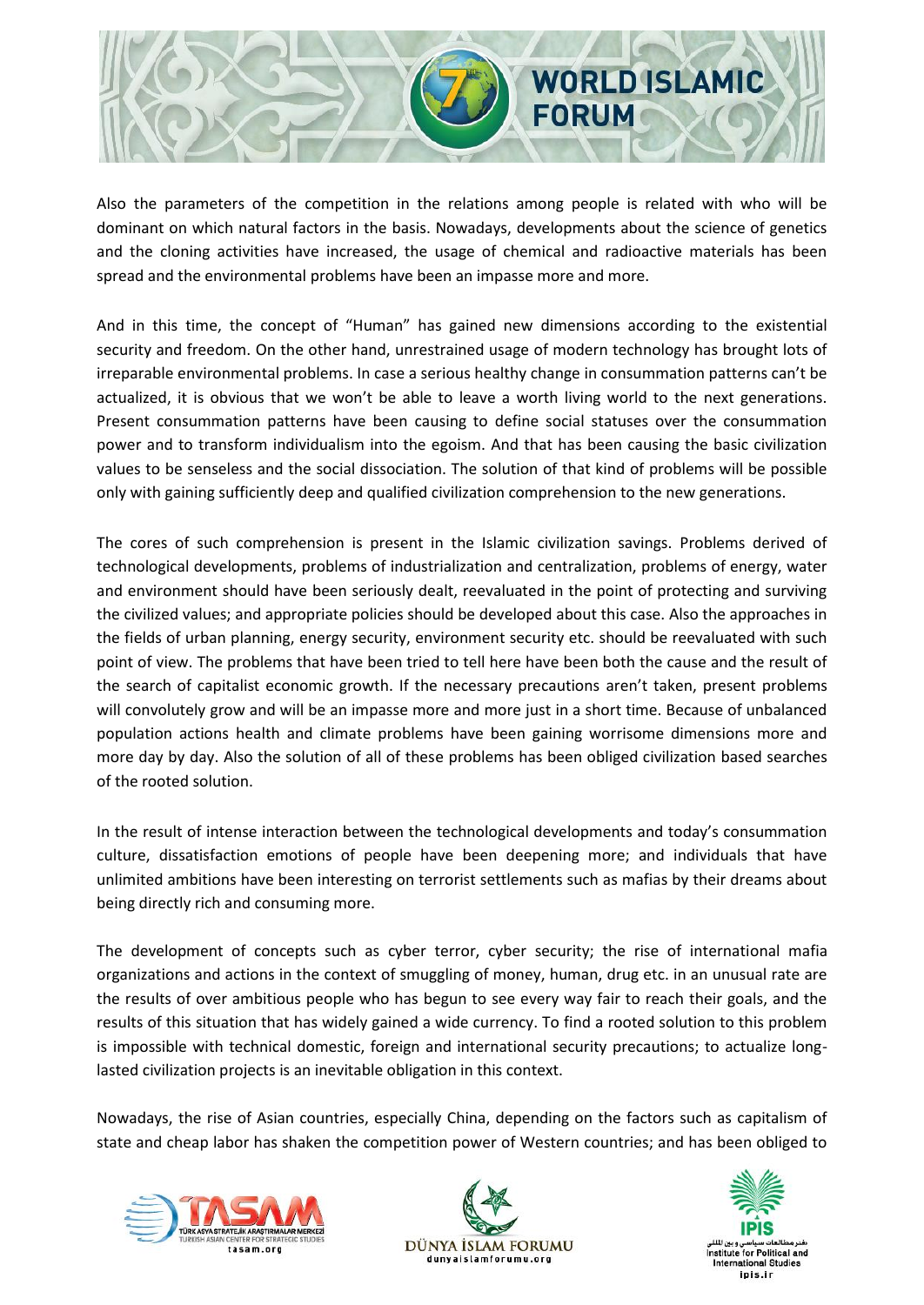Also the parameters of the competition in the relations among people is related with who will be dominant on which natural factors in the basis. Nowadays, developments about the science of genetics and the cloning activities have increased, the usage of chemical and radioactive materials has been spread and the environmental problems have been an impasse more and more.

And in this time, the concept of "Human" has gained new dimensions according to the existential security and freedom. On the other hand, unrestrained usage of modern technology has brought lots of irreparable environmental problems. In case a serious healthy change in consummation patterns can't be actualized, it is obvious that we won't be able to leave a worth living world to the next generations. Present consummation patterns have been causing to define social statuses over the consummation power and to transform individualism into the egoism. And that has been causing the basic civilization values to be senseless and the social dissociation. The solution of that kind of problems will be possible only with gaining sufficiently deep and qualified civilization comprehension to the new generations.

The cores of such comprehension is present in the Islamic civilization savings. Problems derived of technological developments, problems of industrialization and centralization, problems of energy, water and environment should have been seriously dealt, reevaluated in the point of protecting and surviving the civilized values; and appropriate policies should be developed about this case. Also the approaches in the fields of urban planning, energy security, environment security etc. should be reevaluated with such point of view. The problems that have been tried to tell here have been both the cause and the result of the search of capitalist economic growth. If the necessary precautions aren't taken, present problems will convolutely grow and will be an impasse more and more just in a short time. Because of unbalanced population actions health and climate problems have been gaining worrisome dimensions more and more day by day. Also the solution of all of these problems has been obliged civilization based searches of the rooted solution.

In the result of intense interaction between the technological developments and today's consummation culture, dissatisfaction emotions of people have been deepening more; and individuals that have unlimited ambitions have been interesting on terrorist settlements such as mafias by their dreams about being directly rich and consuming more.

The development of concepts such as cyber terror, cyber security; the rise of international mafia organizations and actions in the context of smuggling of money, human, drug etc. in an unusual rate are the results of over ambitious people who has begun to see every way fair to reach their goals, and the results of this situation that has widely gained a wide currency. To find a rooted solution to this problem is impossible with technical domestic, foreign and international security precautions; to actualize long-lasted civilization projects is an inevitable obligation in this context.

Nowadays, the rise of Asian countries, especially China, depending on the factors such as capitalism of state and cheap labor has shaken the competition power of Western countries; and has been obliged to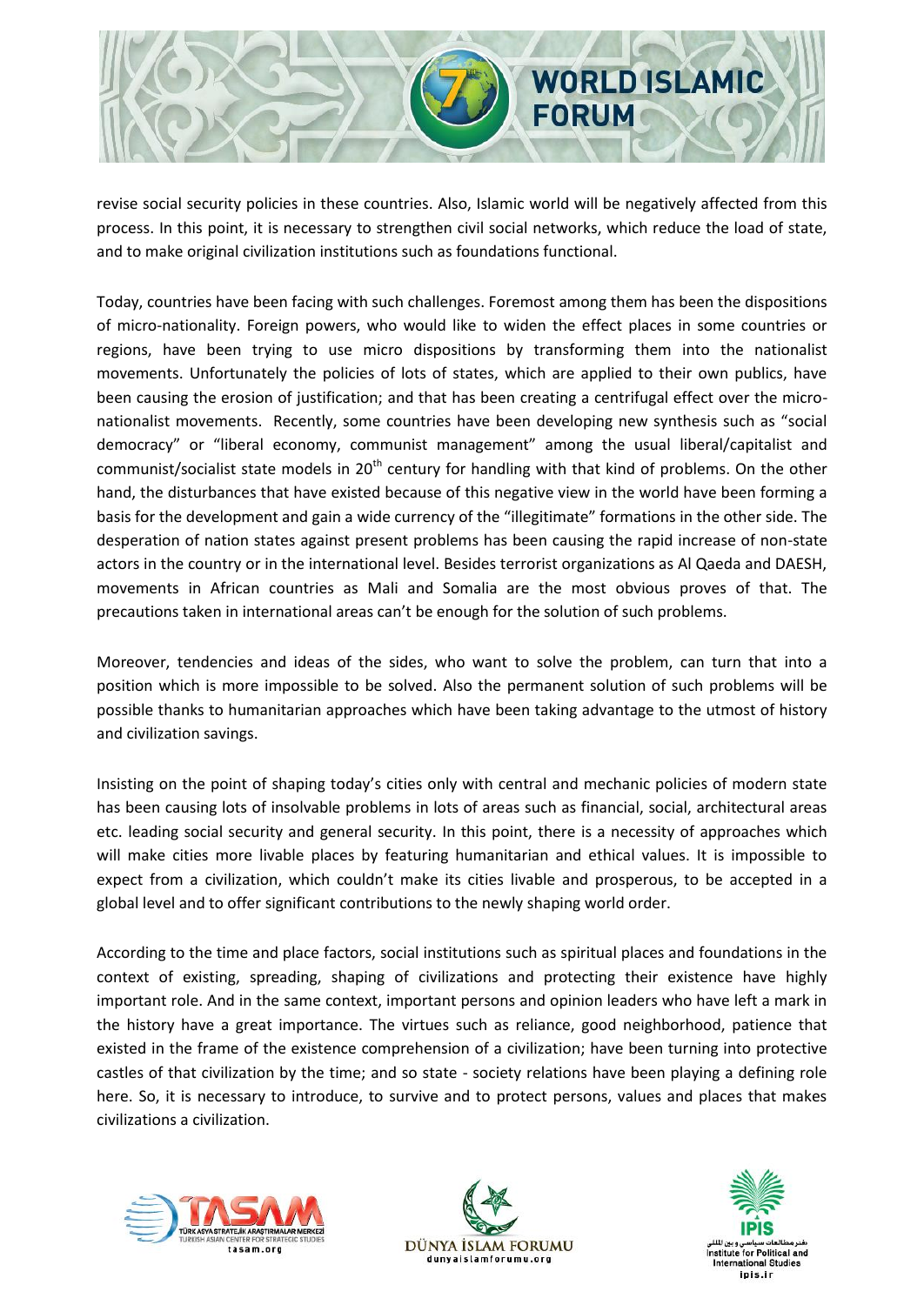revise social security policies in these countries. Also, Islamic world will be negatively affected from this process. In this point, it is necessary to strengthen civil social networks, which reduce the load of state, and to make original civilization institutions such as foundations functional.

Today, countries have been facing with such challenges. Foremost among them has been the dispositions of micro-nationality. Foreign powers, who would like to widen the effect places in some countries or regions, have been trying to use micro dispositions by transforming them into the nationalist movements. Unfortunately the policies of lots of states, which are applied to their own publics, have been causing the erosion of justification; and that has been creating a centrifugal effect over the micro-nationalist movements. Recently, some countries have been developing new synthesis such as "social democracy" or "liberal economy, communist management" among the usual liberal/capitalist and communist/socialist state models in 20th century for handling with that kind of problems. On the other hand, the disturbances that have existed because of this negative view in the world have been forming a basis for the development and gain a wide currency of the "illegitimate" formations in the other side. The desperation of nation states against present problems has been causing the rapid increase of non-state actors in the country or in the international level. Besides terrorist organizations as Al Qaeda and DAESH, movements in African countries as Mali and Somalia are the most obvious proves of that. The precautions taken in international areas can't be enough for the solution of such problems.

Moreover, tendencies and ideas of the sides, who want to solve the problem, can turn that into a position which is more impossible to be solved. Also the permanent solution of such problems will be possible thanks to humanitarian approaches which have been taking advantage to the utmost of history and civilization savings.

Insisting on the point of shaping today's cities only with central and mechanic policies of modern state has been causing lots of insolvable problems in lots of areas such as financial, social, architectural areas etc. leading social security and general security. In this point, there is a necessity of approaches which will make cities more livable places by featuring humanitarian and ethical values. It is impossible to expect from a civilization, which couldn't make its cities livable and prosperous, to be accepted in a global level and to offer significant contributions to the newly shaping world order.

According to the time and place factors, social institutions such as spiritual places and foundations in the context of existing, spreading, shaping of civilizations and protecting their existence have highly important role. And in the same context, important persons and opinion leaders who have left a mark in the history have a great importance. The virtues such as reliance, good neighborhood, patience that existed in the frame of the existence comprehension of a civilization; have been turning into protective castles of that civilization by the time; and so state - society relations have been playing a defining role here. So, it is necessary to introduce, to survive and to protect persons, values and places that makes civilizations a civilization.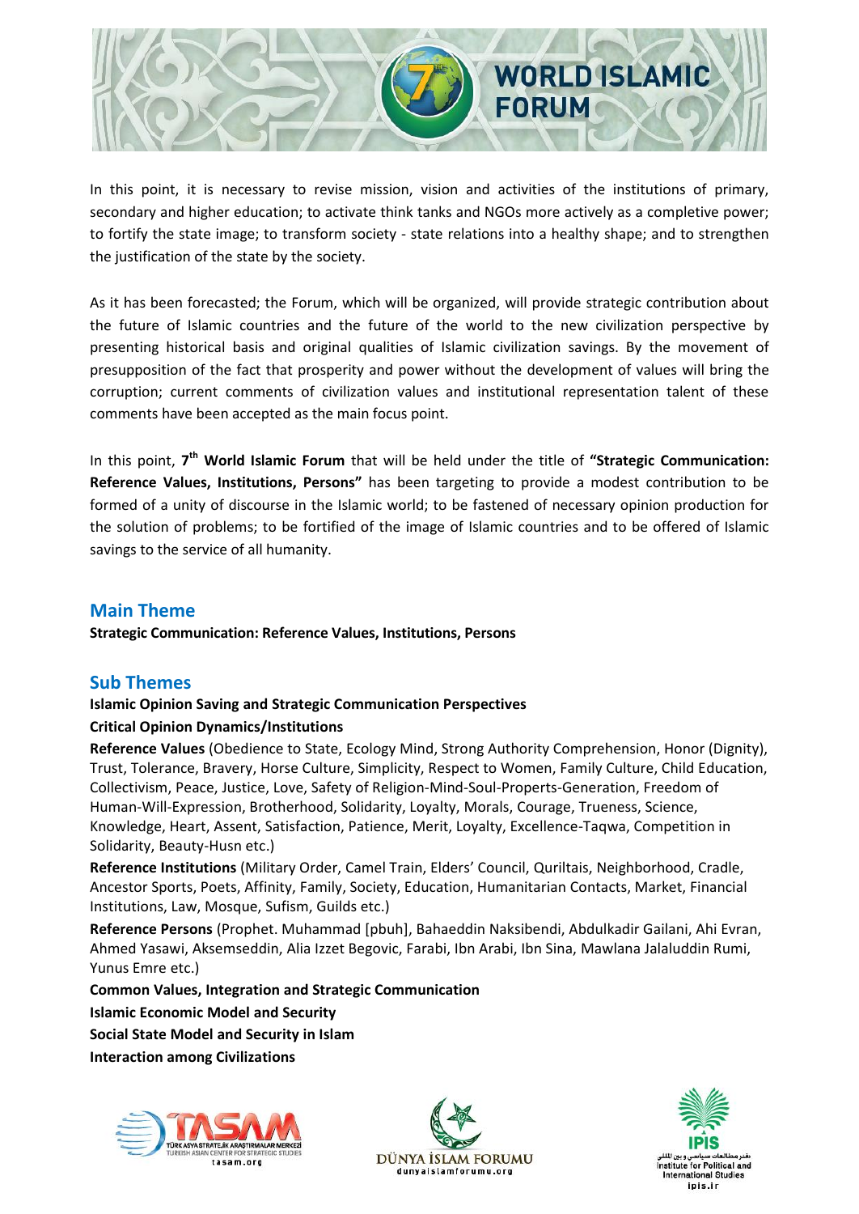In this point, it is necessary to revise mission, vision and activities of the institutions of primary, secondary and higher education; to activate think tanks and NGOs more actively as a completive power; to fortify the state image; to transform society - state relations into a healthy shape; and to strengthen the justification of the state by the society.

As it has been forecasted; the Forum, which will be organized, will provide strategic contribution about the future of Islamic countries and the future of the world to the new civilization perspective by presenting historical basis and original qualities of Islamic civilization savings. By the movement of presupposition of the fact that prosperity and power without the development of values will bring the corruption; current comments of civilization values and institutional representation talent of these comments have been accepted as the main focus point.

In this point, **7th World Islamic Forum** that will be held under the title of **"Strategic Communication: Reference Values, Institutions, Persons"** has been targeting to provide a modest contribution to be formed of a unity of discourse in the Islamic world; to be fastened of necessary opinion production for the solution of problems; to be fortified of the image of Islamic countries and to be offered of Islamic savings to the service of all humanity.

## Main Theme

**Strategic Communication: Reference Values, Institutions, Persons**

## Sub Themes

**Islamic Opinion Saving and Strategic Communication Perspectives**

**Critical Opinion Dynamics/Institutions**

**Reference Values** (Obedience to State, Ecology Mind, Strong Authority Comprehension, Honor (Dignity), Trust, Tolerance, Bravery, Horse Culture, Simplicity, Respect to Women, Family Culture, Child Education, Collectivism, Peace, Justice, Love, Safety of Religion-Mind-Soul-Properts-Generation, Freedom of Human-Will-Expression, Brotherhood, Solidarity, Loyalty, Morals, Courage, Trueness, Science, Knowledge, Heart, Assent, Satisfaction, Patience, Merit, Loyalty, Excellence-Taqwa, Competition in Solidarity, Beauty-Husn etc.)

**Reference Institutions** (Military Order, Camel Train, Elders' Council, Quriltais, Neighborhood, Cradle, Ancestor Sports, Poets, Affinity, Family, Society, Education, Humanitarian Contacts, Market, Financial Institutions, Law, Mosque, Sufism, Guilds etc.)

**Reference Persons** (Prophet. Muhammad [pbuh], Bahaeddin Naksibendi, Abdulkadir Gailani, Ahi Evran, Ahmed Yasawi, Aksemseddin, Alia Izzet Begovic, Farabi, Ibn Arabi, Ibn Sina, Mawlana Jalaluddin Rumi, Yunus Emre etc.)

**Common Values, Integration and Strategic Communication**

**Islamic Economic Model and Security**

**Social State Model and Security in Islam**

**Interaction among Civilizations**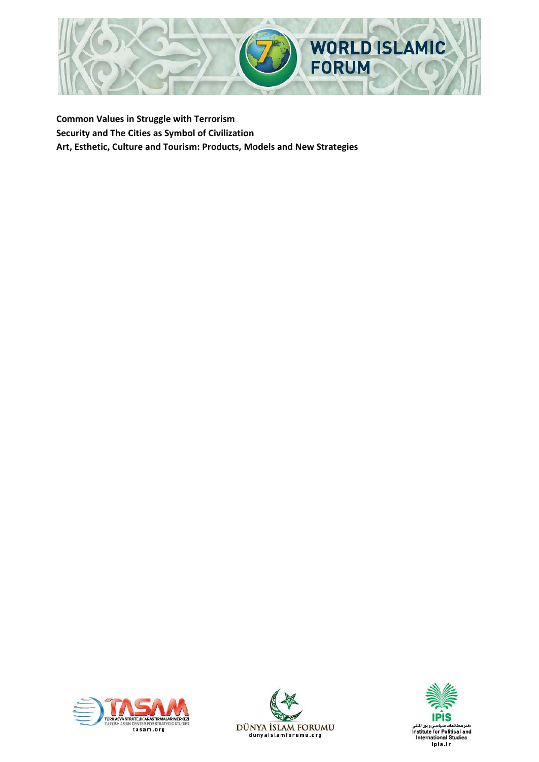**Common Values in Struggle with Terrorism**
**Security and The Cities as Symbol of Civilization**
**Art, Esthetic, Culture and Tourism: Products, Models and New Strategies**